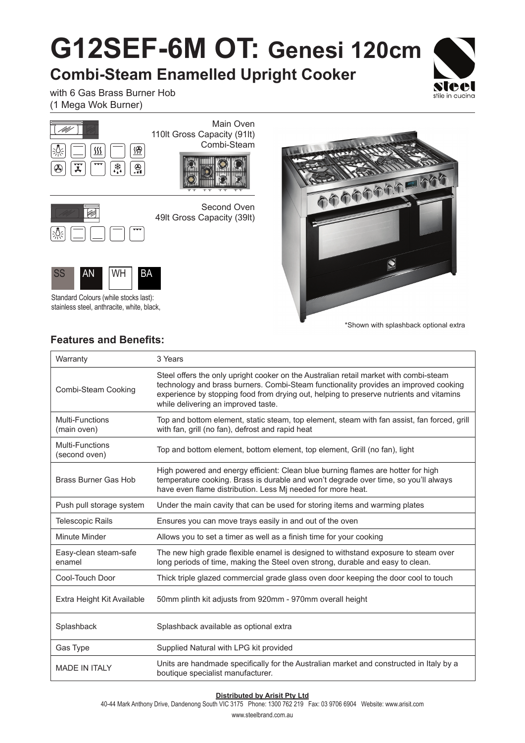# G12SEF-6M OT: Genesi 120cm

## Combi-Steam Enamelled Upright Cooker

with 6 Gas Brass Burner Hob
(1 Mega Wok Burner)

Main Oven
110lt Gross Capacity (91lt)
Combi-Steam

Second Oven
49lt Gross Capacity (39lt)

SS AN WH BA

Standard Colours (while stocks last):
stainless steel, anthracite, white, black,

*Shown with splashback optional extra

## Features and Benefits:

| | |
|---|---|
| Warranty | 3 Years |
| Combi-Steam Cooking | Steel offers the only upright cooker on the Australian retail market with combi-steam technology and brass burners. Combi-Steam functionality provides an improved cooking experience by stopping food from drying out, helping to preserve nutrients and vitamins while delivering an improved taste. |
| Multi-Functions (main oven) | Top and bottom element, static steam, top element, steam with fan assist, fan forced, grill with fan, grill (no fan), defrost and rapid heat |
| Multi-Functions (second oven) | Top and bottom element, bottom element, top element, Grill (no fan), light |
| Brass Burner Gas Hob | High powered and energy efficient: Clean blue burning flames are hotter for high temperature cooking. Brass is durable and won't degrade over time, so you'll always have even flame distribution. Less Mj needed for more heat. |
| Push pull storage system | Under the main cavity that can be used for storing items and warming plates |
| Telescopic Rails | Ensures you can move trays easily in and out of the oven |
| Minute Minder | Allows you to set a timer as well as a finish time for your cooking |
| Easy-clean steam-safe enamel | The new high grade flexible enamel is designed to withstand exposure to steam over long periods of time, making the Steel oven strong, durable and easy to clean. |
| Cool-Touch Door | Thick triple glazed commercial grade glass oven door keeping the door cool to touch |
| Extra Height Kit Available | 50mm plinth kit adjusts from 920mm - 970mm overall height |
| Splashback | Splashback available as optional extra |
| Gas Type | Supplied Natural with LPG kit provided |
| MADE IN ITALY | Units are handmade specifically for the Australian market and constructed in Italy by a boutique specialist manufacturer. |

**Distributed by Arisit Pty Ltd**
40-44 Mark Anthony Drive, Dandenong South VIC 3175 Phone: 1300 762 219 Fax: 03 9706 6904 Website: www.arisit.com
www.steelbrand.com.au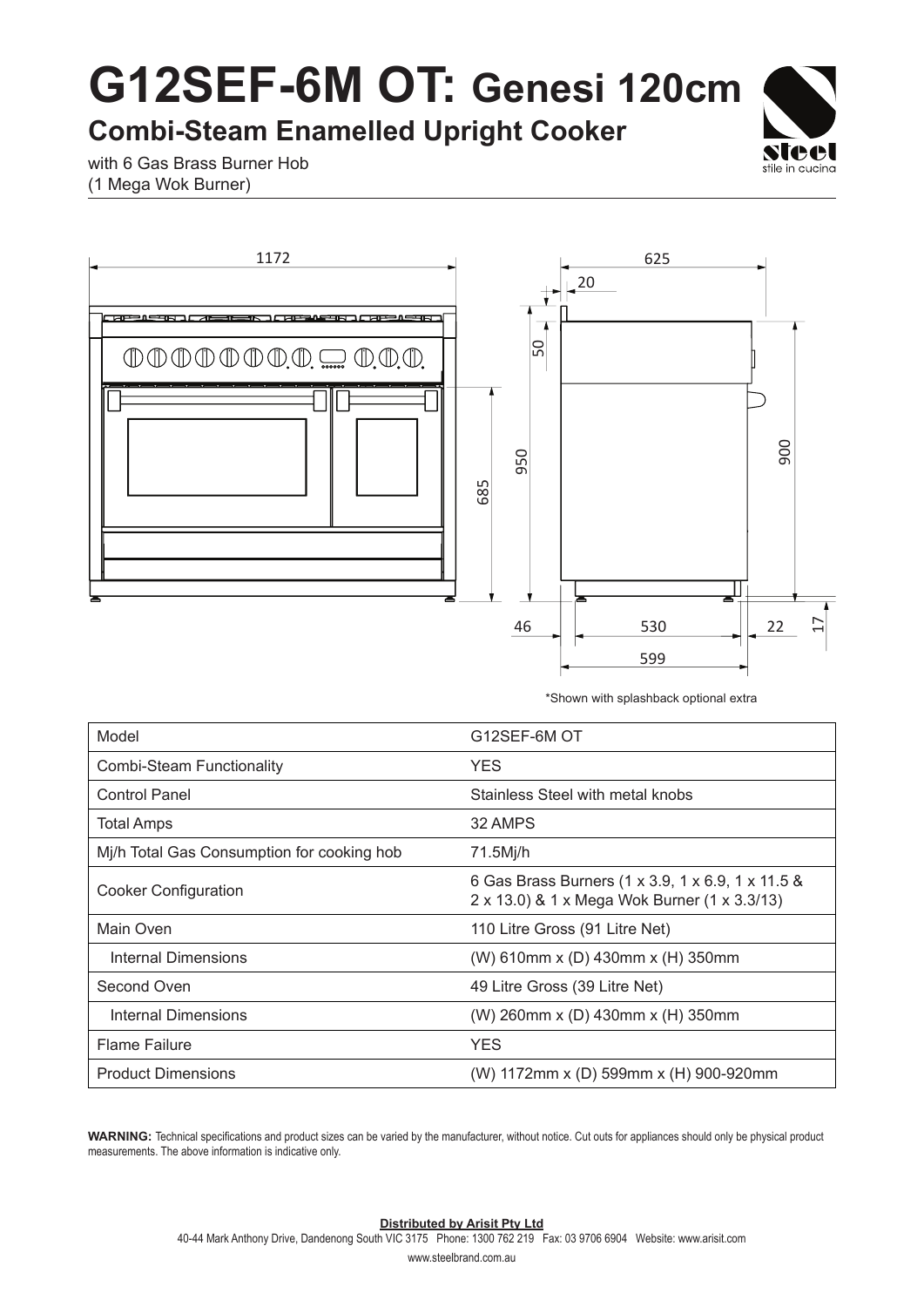# G12SEF-6M OT: Genesi 120cm

## Combi-Steam Enamelled Upright Cooker

with 6 Gas Brass Burner Hob
(1 Mega Wok Burner)

1172
625
20
50
950
685
900
46
530
22
17
599

*Shown with splashback optional extra

| | |
|---|---|
| Model | G12SEF-6M OT |
| Combi-Steam Functionality | YES |
| Control Panel | Stainless Steel with metal knobs |
| Total Amps | 32 AMPS |
| Mj/h Total Gas Consumption for cooking hob | 71.5Mj/h |
| Cooker Configuration | 6 Gas Brass Burners (1 x 3.9, 1 x 6.9, 1 x 11.5 & 2 x 13.0) & 1 x Mega Wok Burner (1 x 3.3/13) |
| Main Oven | 110 Litre Gross (91 Litre Net) |
| Internal Dimensions | (W) 610mm x (D) 430mm x (H) 350mm |
| Second Oven | 49 Litre Gross (39 Litre Net) |
| Internal Dimensions | (W) 260mm x (D) 430mm x (H) 350mm |
| Flame Failure | YES |
| Product Dimensions | (W) 1172mm x (D) 599mm x (H) 900-920mm |

**WARNING:** Technical specifications and product sizes can be varied by the manufacturer, without notice. Cut outs for appliances should only be physical product measurements. The above information is indicative only.

**Distributed by Arisit Pty Ltd**
40-44 Mark Anthony Drive, Dandenong South VIC 3175 Phone: 1300 762 219 Fax: 03 9706 6904 Website: www.arisit.com
www.steelbrand.com.au